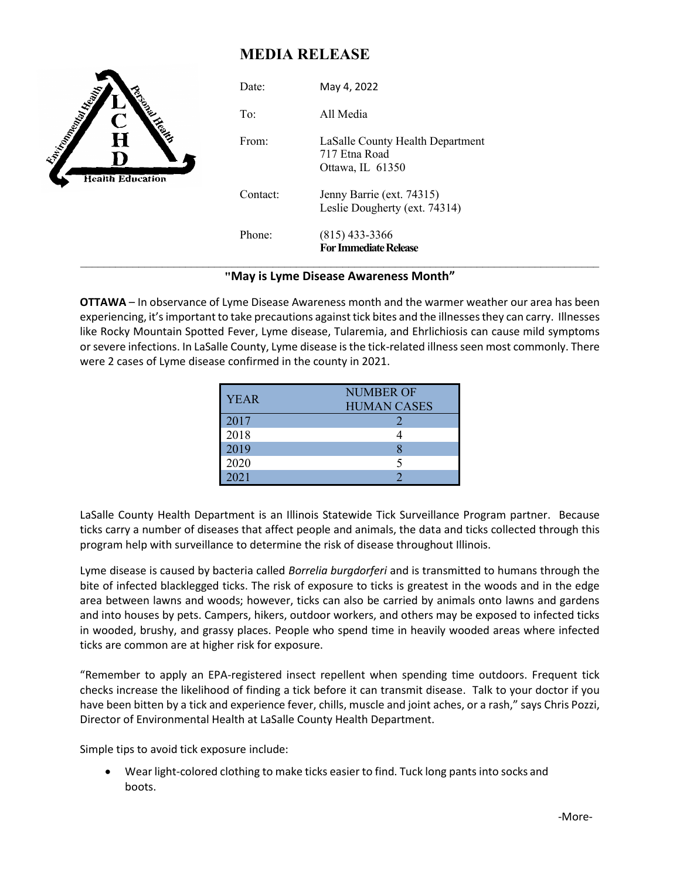# MEDIA RELEASE

Date: May 4, 2022

To: All Media

From: LaSalle County Health Department
717 Etna Road
Ottawa, IL 61350

Contact: Jenny Barrie (ext. 74315)
Leslie Dougherty (ext. 74314)

Phone: (815) 433-3366

**For Immediate Release**

---

## "May is Lyme Disease Awareness Month"

**OTTAWA** – In observance of Lyme Disease Awareness month and the warmer weather our area has been experiencing, it's important to take precautions against tick bites and the illnesses they can carry. Illnesses like Rocky Mountain Spotted Fever, Lyme disease, Tularemia, and Ehrlichiosis can cause mild symptoms or severe infections. In LaSalle County, Lyme disease is the tick-related illness seen most commonly. There were 2 cases of Lyme disease confirmed in the county in 2021.

| YEAR | NUMBER OF HUMAN CASES |
|---|---|
| 2017 | 2 |
| 2018 | 4 |
| 2019 | 8 |
| 2020 | 5 |
| 2021 | 2 |

LaSalle County Health Department is an Illinois Statewide Tick Surveillance Program partner. Because ticks carry a number of diseases that affect people and animals, the data and ticks collected through this program help with surveillance to determine the risk of disease throughout Illinois.

Lyme disease is caused by bacteria called *Borrelia burgdorferi* and is transmitted to humans through the bite of infected blacklegged ticks. The risk of exposure to ticks is greatest in the woods and in the edge area between lawns and woods; however, ticks can also be carried by animals onto lawns and gardens and into houses by pets. Campers, hikers, outdoor workers, and others may be exposed to infected ticks in wooded, brushy, and grassy places. People who spend time in heavily wooded areas where infected ticks are common are at higher risk for exposure.

"Remember to apply an EPA-registered insect repellent when spending time outdoors. Frequent tick checks increase the likelihood of finding a tick before it can transmit disease. Talk to your doctor if you have been bitten by a tick and experience fever, chills, muscle and joint aches, or a rash," says Chris Pozzi, Director of Environmental Health at LaSalle County Health Department.

Simple tips to avoid tick exposure include:

- Wear light-colored clothing to make ticks easier to find. Tuck long pants into socks and boots.

-More-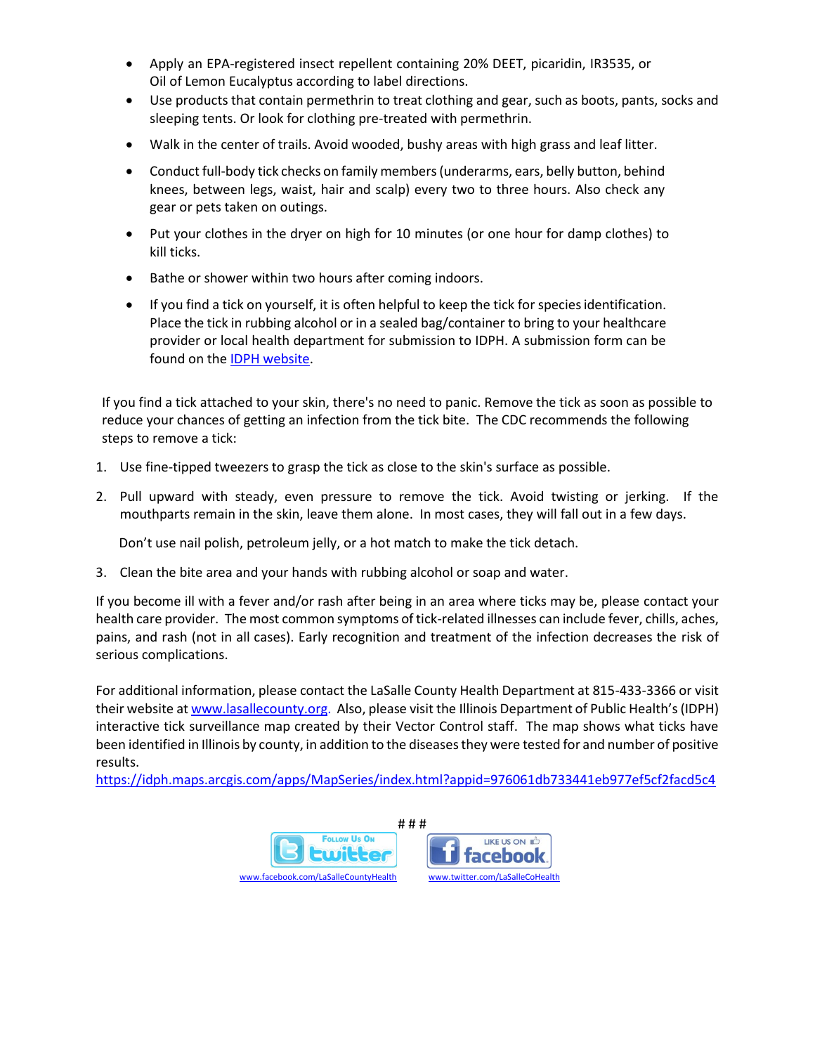- Apply an EPA-registered insect repellent containing 20% DEET, picaridin, IR3535, or Oil of Lemon Eucalyptus according to label directions.
- Use products that contain permethrin to treat clothing and gear, such as boots, pants, socks and sleeping tents. Or look for clothing pre-treated with permethrin.
- Walk in the center of trails. Avoid wooded, bushy areas with high grass and leaf litter.
- Conduct full-body tick checks on family members (underarms, ears, belly button, behind knees, between legs, waist, hair and scalp) every two to three hours. Also check any gear or pets taken on outings.
- Put your clothes in the dryer on high for 10 minutes (or one hour for damp clothes) to kill ticks.
- Bathe or shower within two hours after coming indoors.
- If you find a tick on yourself, it is often helpful to keep the tick for species identification. Place the tick in rubbing alcohol or in a sealed bag/container to bring to your healthcare provider or local health department for submission to IDPH. A submission form can be found on the IDPH website.

If you find a tick attached to your skin, there's no need to panic. Remove the tick as soon as possible to reduce your chances of getting an infection from the tick bite. The CDC recommends the following steps to remove a tick:

1. Use fine-tipped tweezers to grasp the tick as close to the skin's surface as possible.
2. Pull upward with steady, even pressure to remove the tick. Avoid twisting or jerking. If the mouthparts remain in the skin, leave them alone. In most cases, they will fall out in a few days.

   Don't use nail polish, petroleum jelly, or a hot match to make the tick detach.
3. Clean the bite area and your hands with rubbing alcohol or soap and water.

If you become ill with a fever and/or rash after being in an area where ticks may be, please contact your health care provider. The most common symptoms of tick-related illnesses can include fever, chills, aches, pains, and rash (not in all cases). Early recognition and treatment of the infection decreases the risk of serious complications.

For additional information, please contact the LaSalle County Health Department at 815-433-3366 or visit their website at www.lasallecounty.org. Also, please visit the Illinois Department of Public Health's (IDPH) interactive tick surveillance map created by their Vector Control staff. The map shows what ticks have been identified in Illinois by county, in addition to the diseases they were tested for and number of positive results.
https://idph.maps.arcgis.com/apps/MapSeries/index.html?appid=976061db733441eb977ef5cf2facd5c4

# # #

www.facebook.com/LaSalleCountyHealth www.twitter.com/LaSalleCoHealth